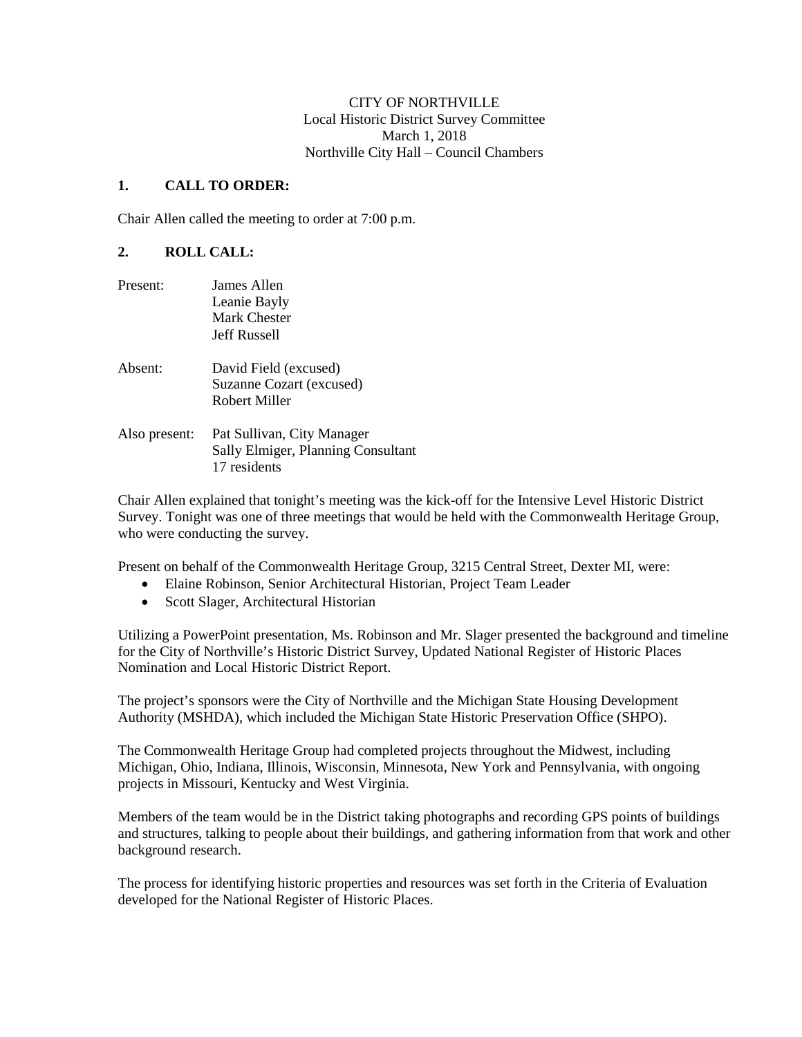CITY OF NORTHVILLE
Local Historic District Survey Committee
March 1, 2018
Northville City Hall – Council Chambers

## 1. CALL TO ORDER:

Chair Allen called the meeting to order at 7:00 p.m.

## 2. ROLL CALL:

Present: James Allen
Leanie Bayly
Mark Chester
Jeff Russell

Absent: David Field (excused)
Suzanne Cozart (excused)
Robert Miller

Also present: Pat Sullivan, City Manager
Sally Elmiger, Planning Consultant
17 residents

Chair Allen explained that tonight's meeting was the kick-off for the Intensive Level Historic District Survey. Tonight was one of three meetings that would be held with the Commonwealth Heritage Group, who were conducting the survey.

Present on behalf of the Commonwealth Heritage Group, 3215 Central Street, Dexter MI, were:

- Elaine Robinson, Senior Architectural Historian, Project Team Leader
- Scott Slager, Architectural Historian

Utilizing a PowerPoint presentation, Ms. Robinson and Mr. Slager presented the background and timeline for the City of Northville's Historic District Survey, Updated National Register of Historic Places Nomination and Local Historic District Report.

The project's sponsors were the City of Northville and the Michigan State Housing Development Authority (MSHDA), which included the Michigan State Historic Preservation Office (SHPO).

The Commonwealth Heritage Group had completed projects throughout the Midwest, including Michigan, Ohio, Indiana, Illinois, Wisconsin, Minnesota, New York and Pennsylvania, with ongoing projects in Missouri, Kentucky and West Virginia.

Members of the team would be in the District taking photographs and recording GPS points of buildings and structures, talking to people about their buildings, and gathering information from that work and other background research.

The process for identifying historic properties and resources was set forth in the Criteria of Evaluation developed for the National Register of Historic Places.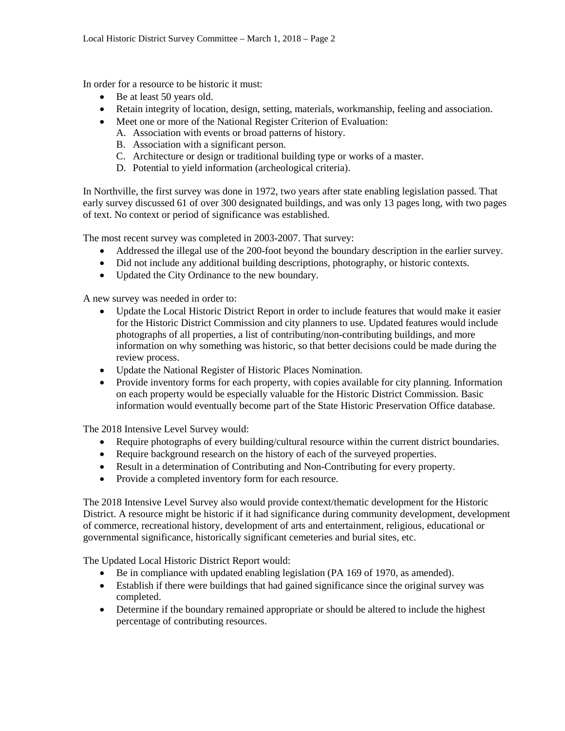In order for a resource to be historic it must:

- Be at least 50 years old.
- Retain integrity of location, design, setting, materials, workmanship, feeling and association.
- Meet one or more of the National Register Criterion of Evaluation:
  - A. Association with events or broad patterns of history.
  - B. Association with a significant person.
  - C. Architecture or design or traditional building type or works of a master.
  - D. Potential to yield information (archeological criteria).

In Northville, the first survey was done in 1972, two years after state enabling legislation passed. That early survey discussed 61 of over 300 designated buildings, and was only 13 pages long, with two pages of text. No context or period of significance was established.

The most recent survey was completed in 2003-2007. That survey:

- Addressed the illegal use of the 200-foot beyond the boundary description in the earlier survey.
- Did not include any additional building descriptions, photography, or historic contexts.
- Updated the City Ordinance to the new boundary.

A new survey was needed in order to:

- Update the Local Historic District Report in order to include features that would make it easier for the Historic District Commission and city planners to use. Updated features would include photographs of all properties, a list of contributing/non-contributing buildings, and more information on why something was historic, so that better decisions could be made during the review process.
- Update the National Register of Historic Places Nomination.
- Provide inventory forms for each property, with copies available for city planning. Information on each property would be especially valuable for the Historic District Commission. Basic information would eventually become part of the State Historic Preservation Office database.

The 2018 Intensive Level Survey would:

- Require photographs of every building/cultural resource within the current district boundaries.
- Require background research on the history of each of the surveyed properties.
- Result in a determination of Contributing and Non-Contributing for every property.
- Provide a completed inventory form for each resource.

The 2018 Intensive Level Survey also would provide context/thematic development for the Historic District. A resource might be historic if it had significance during community development, development of commerce, recreational history, development of arts and entertainment, religious, educational or governmental significance, historically significant cemeteries and burial sites, etc.

The Updated Local Historic District Report would:

- Be in compliance with updated enabling legislation (PA 169 of 1970, as amended).
- Establish if there were buildings that had gained significance since the original survey was completed.
- Determine if the boundary remained appropriate or should be altered to include the highest percentage of contributing resources.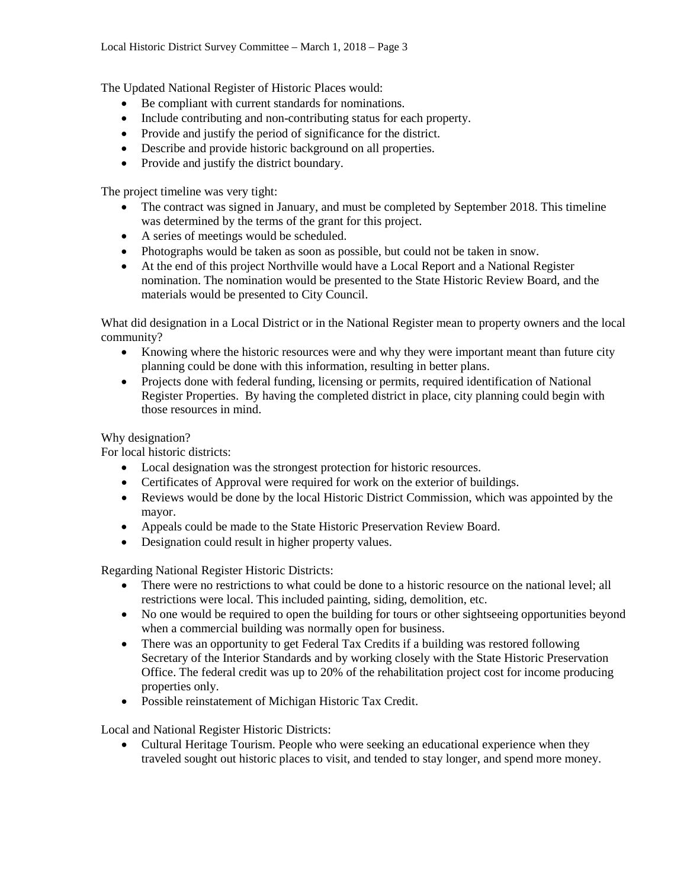The Updated National Register of Historic Places would:

- Be compliant with current standards for nominations.
- Include contributing and non-contributing status for each property.
- Provide and justify the period of significance for the district.
- Describe and provide historic background on all properties.
- Provide and justify the district boundary.

The project timeline was very tight:

- The contract was signed in January, and must be completed by September 2018. This timeline was determined by the terms of the grant for this project.
- A series of meetings would be scheduled.
- Photographs would be taken as soon as possible, but could not be taken in snow.
- At the end of this project Northville would have a Local Report and a National Register nomination. The nomination would be presented to the State Historic Review Board, and the materials would be presented to City Council.

What did designation in a Local District or in the National Register mean to property owners and the local community?

- Knowing where the historic resources were and why they were important meant than future city planning could be done with this information, resulting in better plans.
- Projects done with federal funding, licensing or permits, required identification of National Register Properties. By having the completed district in place, city planning could begin with those resources in mind.

Why designation?
For local historic districts:

- Local designation was the strongest protection for historic resources.
- Certificates of Approval were required for work on the exterior of buildings.
- Reviews would be done by the local Historic District Commission, which was appointed by the mayor.
- Appeals could be made to the State Historic Preservation Review Board.
- Designation could result in higher property values.

Regarding National Register Historic Districts:

- There were no restrictions to what could be done to a historic resource on the national level; all restrictions were local. This included painting, siding, demolition, etc.
- No one would be required to open the building for tours or other sightseeing opportunities beyond when a commercial building was normally open for business.
- There was an opportunity to get Federal Tax Credits if a building was restored following Secretary of the Interior Standards and by working closely with the State Historic Preservation Office. The federal credit was up to 20% of the rehabilitation project cost for income producing properties only.
- Possible reinstatement of Michigan Historic Tax Credit.

Local and National Register Historic Districts:

- Cultural Heritage Tourism. People who were seeking an educational experience when they traveled sought out historic places to visit, and tended to stay longer, and spend more money.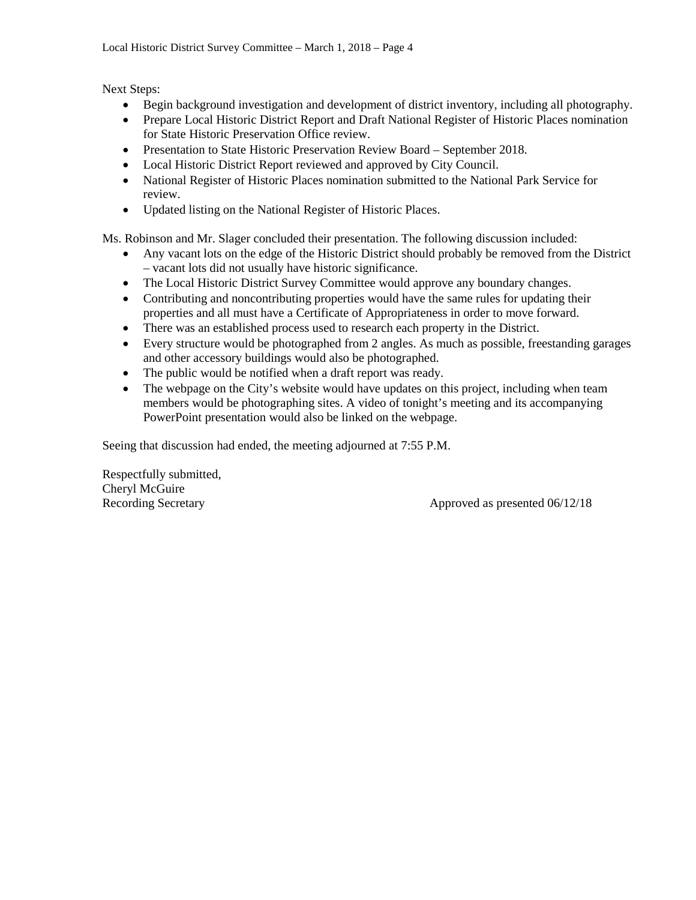Next Steps:

- Begin background investigation and development of district inventory, including all photography.
- Prepare Local Historic District Report and Draft National Register of Historic Places nomination for State Historic Preservation Office review.
- Presentation to State Historic Preservation Review Board – September 2018.
- Local Historic District Report reviewed and approved by City Council.
- National Register of Historic Places nomination submitted to the National Park Service for review.
- Updated listing on the National Register of Historic Places.

Ms. Robinson and Mr. Slager concluded their presentation. The following discussion included:

- Any vacant lots on the edge of the Historic District should probably be removed from the District – vacant lots did not usually have historic significance.
- The Local Historic District Survey Committee would approve any boundary changes.
- Contributing and noncontributing properties would have the same rules for updating their properties and all must have a Certificate of Appropriateness in order to move forward.
- There was an established process used to research each property in the District.
- Every structure would be photographed from 2 angles. As much as possible, freestanding garages and other accessory buildings would also be photographed.
- The public would be notified when a draft report was ready.
- The webpage on the City's website would have updates on this project, including when team members would be photographing sites. A video of tonight's meeting and its accompanying PowerPoint presentation would also be linked on the webpage.

Seeing that discussion had ended, the meeting adjourned at 7:55 P.M.

Respectfully submitted,
Cheryl McGuire
Recording Secretary

Approved as presented 06/12/18